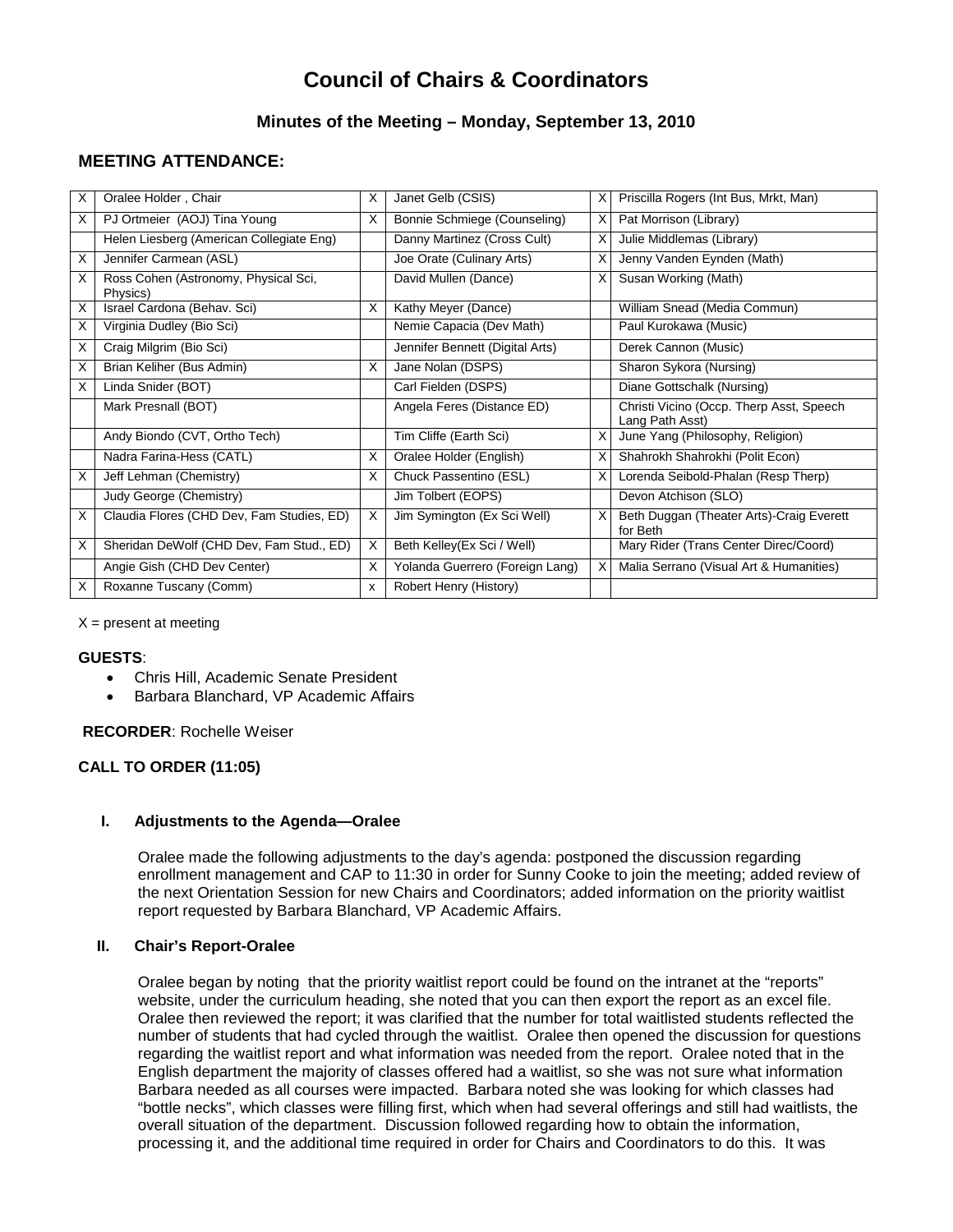# Council of Chairs & Coordinators

## Minutes of the Meeting – Monday, September 13, 2010

## MEETING ATTENDANCE:

| | | | | | |
|---|---|---|---|---|---|
| X | Oralee Holder , Chair | X | Janet Gelb (CSIS) | X | Priscilla Rogers (Int Bus, Mrkt, Man) |
| X | PJ Ortmeier (AOJ) Tina Young | X | Bonnie Schmiege (Counseling) | X | Pat Morrison (Library) |
| | Helen Liesberg (American Collegiate Eng) | | Danny Martinez (Cross Cult) | X | Julie Middlemas (Library) |
| X | Jennifer Carmean (ASL) | | Joe Orate (Culinary Arts) | X | Jenny Vanden Eynden (Math) |
| X | Ross Cohen (Astronomy, Physical Sci, Physics) | | David Mullen (Dance) | X | Susan Working (Math) |
| X | Israel Cardona (Behav. Sci) | X | Kathy Meyer (Dance) | | William Snead (Media Commun) |
| X | Virginia Dudley (Bio Sci) | | Nemie Capacia (Dev Math) | | Paul Kurokawa (Music) |
| X | Craig Milgrim (Bio Sci) | | Jennifer Bennett (Digital Arts) | | Derek Cannon (Music) |
| X | Brian Keliher (Bus Admin) | X | Jane Nolan (DSPS) | | Sharon Sykora (Nursing) |
| X | Linda Snider (BOT) | | Carl Fielden (DSPS) | | Diane Gottschalk (Nursing) |
| | Mark Presnall (BOT) | | Angela Feres (Distance ED) | | Christi Vicino (Occp. Therp Asst, Speech Lang Path Asst) |
| | Andy Biondo (CVT, Ortho Tech) | | Tim Cliffe (Earth Sci) | X | June Yang (Philosophy, Religion) |
| | Nadra Farina-Hess (CATL) | X | Oralee Holder (English) | X | Shahrokh Shahrokhi (Polit Econ) |
| X | Jeff Lehman (Chemistry) | X | Chuck Passentino (ESL) | X | Lorenda Seibold-Phalan (Resp Therp) |
| | Judy George (Chemistry) | | Jim Tolbert (EOPS) | | Devon Atchison (SLO) |
| X | Claudia Flores (CHD Dev, Fam Studies, ED) | X | Jim Symington (Ex Sci Well) | X | Beth Duggan (Theater Arts)-Craig Everett for Beth |
| X | Sheridan DeWolf (CHD Dev, Fam Stud., ED) | X | Beth Kelley(Ex Sci / Well) | | Mary Rider (Trans Center Direc/Coord) |
| | Angie Gish (CHD Dev Center) | X | Yolanda Guerrero (Foreign Lang) | X | Malia Serrano (Visual Art & Humanities) |
| X | Roxanne Tuscany (Comm) | x | Robert Henry (History) | | |

X = present at meeting

**GUESTS**:
- Chris Hill, Academic Senate President
- Barbara Blanchard, VP Academic Affairs

**RECORDER**: Rochelle Weiser

**CALL TO ORDER (11:05)**

### I. Adjustments to the Agenda—Oralee

Oralee made the following adjustments to the day's agenda: postponed the discussion regarding enrollment management and CAP to 11:30 in order for Sunny Cooke to join the meeting; added review of the next Orientation Session for new Chairs and Coordinators; added information on the priority waitlist report requested by Barbara Blanchard, VP Academic Affairs.

### II. Chair's Report-Oralee

Oralee began by noting that the priority waitlist report could be found on the intranet at the "reports" website, under the curriculum heading, she noted that you can then export the report as an excel file. Oralee then reviewed the report; it was clarified that the number for total waitlisted students reflected the number of students that had cycled through the waitlist. Oralee then opened the discussion for questions regarding the waitlist report and what information was needed from the report. Oralee noted that in the English department the majority of classes offered had a waitlist, so she was not sure what information Barbara needed as all courses are impacted. Barbara noted she was looking for which classes had "bottle necks", which classes were filling first, which when had several offerings and still had waitlists, the overall situation of the department. Discussion followed regarding how to obtain the information, processing it, and the additional time required in order for Chairs and Coordinators to do this. It was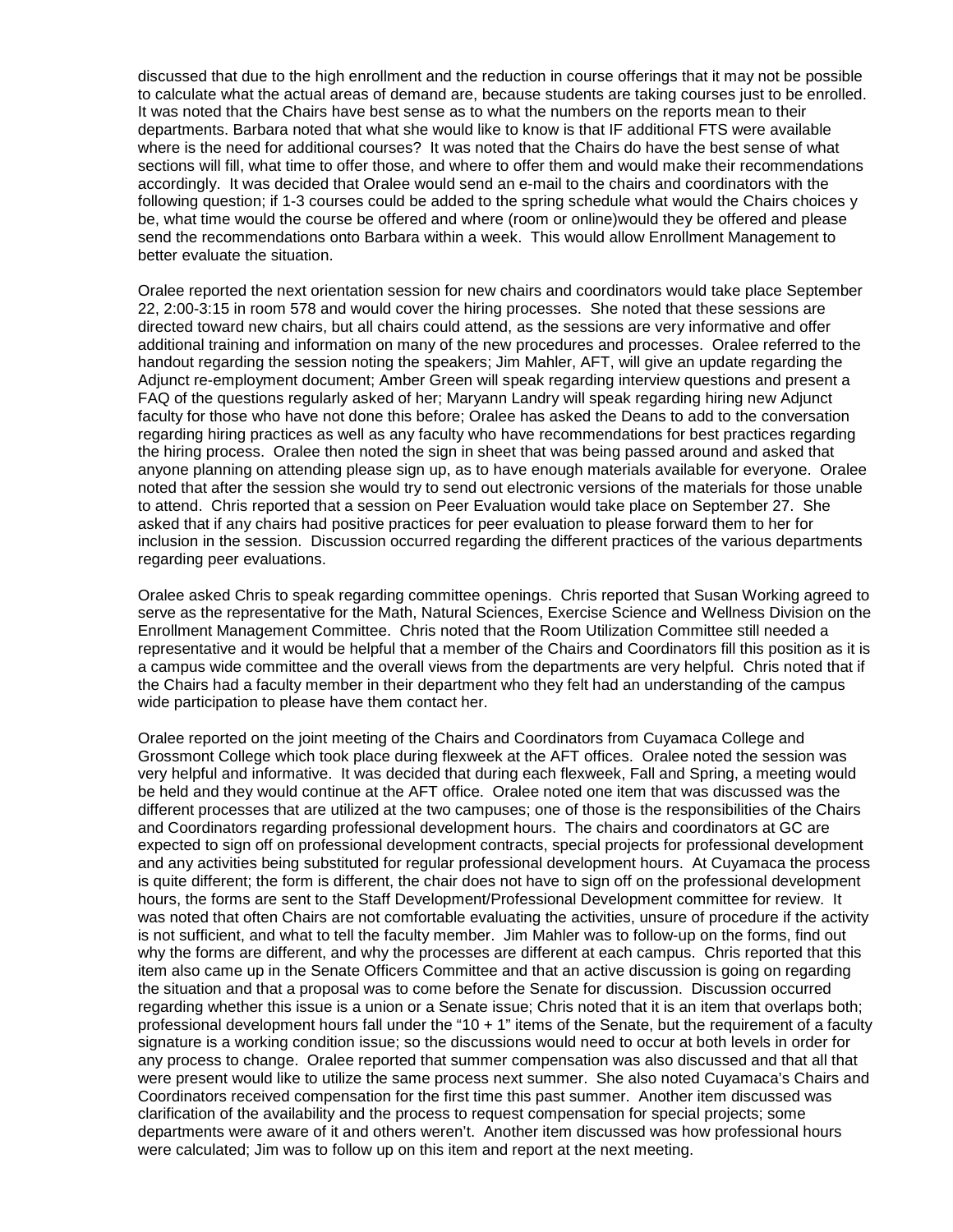discussed that due to the high enrollment and the reduction in course offerings that it may not be possible to calculate what the actual areas of demand are, because students are taking courses just to be enrolled. It was noted that the Chairs have best sense as to what the numbers on the reports mean to their departments. Barbara noted that what she would like to know is that IF additional FTS were available where is the need for additional courses? It was noted that the Chairs do have the best sense of what sections will fill, what time to offer those, and where to offer them and would make their recommendations accordingly. It was decided that Oralee would send an e-mail to the chairs and coordinators with the following question; if 1-3 courses could be added to the spring schedule what would the Chairs choices y be, what time would the course be offered and where (room or online)would they be offered and please send the recommendations onto Barbara within a week. This would allow Enrollment Management to better evaluate the situation.

Oralee reported the next orientation session for new chairs and coordinators would take place September 22, 2:00-3:15 in room 578 and would cover the hiring processes. She noted that these sessions are directed toward new chairs, but all chairs could attend, as the sessions are very informative and offer additional training and information on many of the new procedures and processes. Oralee referred to the handout regarding the session noting the speakers; Jim Mahler, AFT, will give an update regarding the Adjunct re-employment document; Amber Green will speak regarding interview questions and present a FAQ of the questions regularly asked of her; Maryann Landry will speak regarding hiring new Adjunct faculty for those who have not done this before; Oralee has asked the Deans to add to the conversation regarding hiring practices as well as any faculty who have recommendations for best practices regarding the hiring process. Oralee then noted the sign in sheet that was being passed around and asked that anyone planning on attending please sign up, as to have enough materials available for everyone. Oralee noted that after the session she would try to send out electronic versions of the materials for those unable to attend. Chris reported that a session on Peer Evaluation would take place on September 27. She asked that if any chairs had positive practices for peer evaluation to please forward them to her for inclusion in the session. Discussion occurred regarding the different practices of the various departments regarding peer evaluations.

Oralee asked Chris to speak regarding committee openings. Chris reported that Susan Working agreed to serve as the representative for the Math, Natural Sciences, Exercise Science and Wellness Division on the Enrollment Management Committee. Chris noted that the Room Utilization Committee still needed a representative and it would be helpful that a member of the Chairs and Coordinators fill this position as it is a campus wide committee and the overall views from the departments are very helpful. Chris noted that if the Chairs had a faculty member in their department who they felt had an understanding of the campus wide participation to please have them contact her.

Oralee reported on the joint meeting of the Chairs and Coordinators from Cuyamaca College and Grossmont College which took place during flexweek at the AFT offices. Oralee noted the session was very helpful and informative. It was decided that during each flexweek, Fall and Spring, a meeting would be held and they would continue at the AFT office. Oralee noted one item that was discussed was the different processes that are utilized at the two campuses; one of those is the responsibilities of the Chairs and Coordinators regarding professional development hours. The chairs and coordinators at GC are expected to sign off on professional development contracts, special projects for professional development and any activities being substituted for regular professional development hours. At Cuyamaca the process is quite different; the form is different, the chair does not have to sign off on the professional development hours, the forms are sent to the Staff Development/Professional Development committee for review. It was noted that often Chairs are not comfortable evaluating the activities, unsure of procedure if the activity is not sufficient, and what to tell the faculty member. Jim Mahler was to follow-up on the forms, find out why the forms are different, and why the processes are different at each campus. Chris reported that this item also came up in the Senate Officers Committee and that an active discussion is going on regarding the situation and that a proposal was to come before the Senate for discussion. Discussion occurred regarding whether this issue is a union or a Senate issue; Chris noted that it is an item that overlaps both; professional development hours fall under the "10 + 1" items of the Senate, but the requirement of a faculty signature is a working condition issue; so the discussions would need to occur at both levels in order for any process to change. Oralee reported that summer compensation was also discussed and that all that were present would like to utilize the same process next summer. She also noted Cuyamaca's Chairs and Coordinators received compensation for the first time this past summer. Another item discussed was clarification of the availability and the process to request compensation for special projects; some departments were aware of it and others weren't. Another item discussed was how professional hours were calculated; Jim was to follow up on this item and report at the next meeting.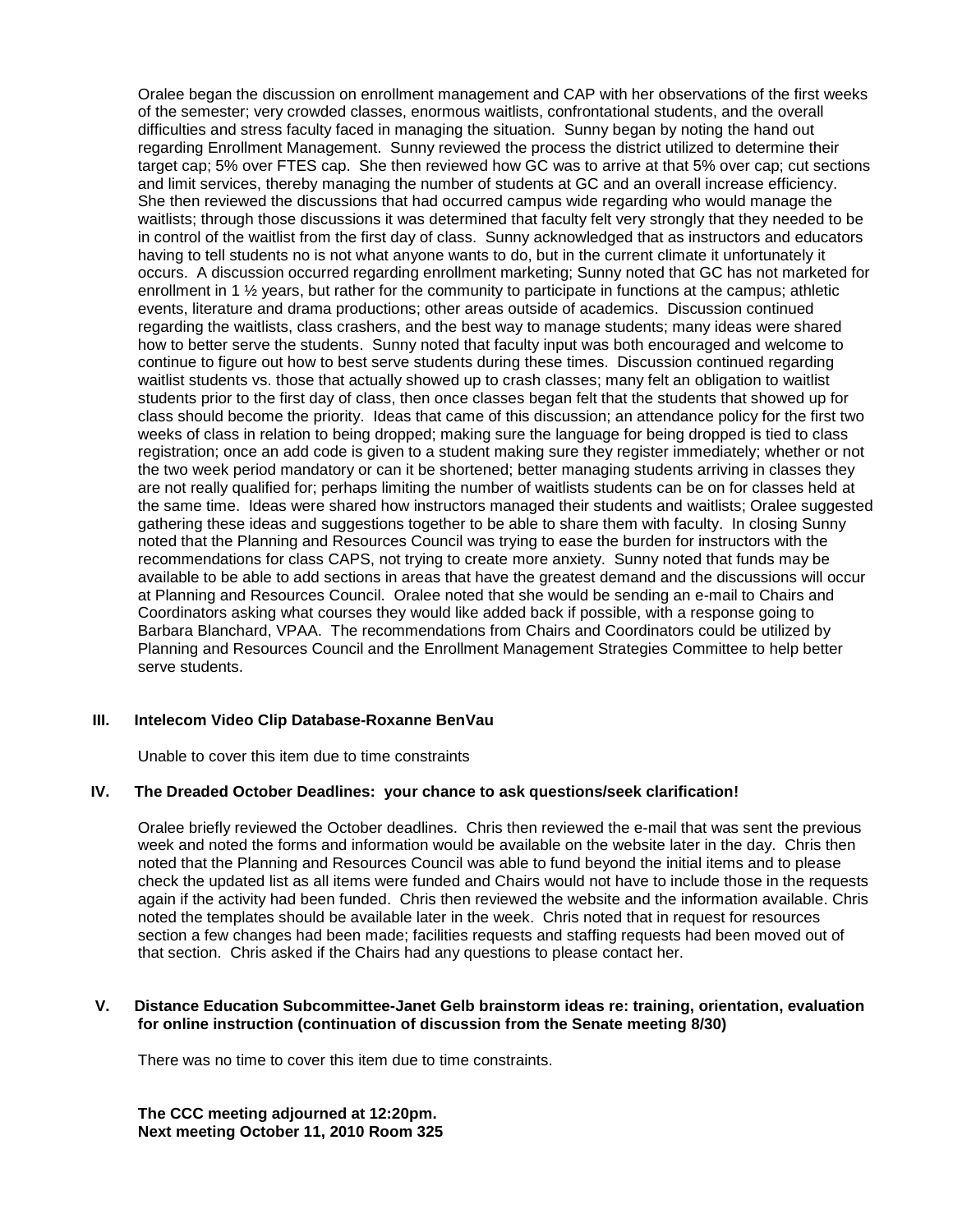Oralee began the discussion on enrollment management and CAP with her observations of the first weeks of the semester; very crowded classes, enormous waitlists, confrontational students, and the overall difficulties and stress faculty faced in managing the situation. Sunny began by noting the hand out regarding Enrollment Management. Sunny reviewed the process the district utilized to determine their target cap; 5% over FTES cap. She then reviewed how GC was to arrive at that 5% over cap; cut sections and limit services, thereby managing the number of students at GC and an overall increase efficiency. She then reviewed the discussions that had occurred campus wide regarding who would manage the waitlists; through those discussions it was determined that faculty felt very strongly that they needed to be in control of the waitlist from the first day of class. Sunny acknowledged that as instructors and educators having to tell students no is not what anyone wants to do, but in the current climate it unfortunately it occurs. A discussion occurred regarding enrollment marketing; Sunny noted that GC has not marketed for enrollment in 1 ½ years, but rather for the community to participate in functions at the campus; athletic events, literature and drama productions; other areas outside of academics. Discussion continued regarding the waitlists, class crashers, and the best way to manage students; many ideas were shared how to better serve the students. Sunny noted that faculty input was both encouraged and welcome to continue to figure out how to best serve students during these times. Discussion continued regarding waitlist students vs. those that actually showed up to crash classes; many felt an obligation to waitlist students prior to the first day of class, then once classes began felt that the students that showed up for class should become the priority. Ideas that came of this discussion; an attendance policy for the first two weeks of class in relation to being dropped; making sure the language for being dropped is tied to class registration; once an add code is given to a student making sure they register immediately; whether or not the two week period mandatory or can it be shortened; better managing students arriving in classes they are not really qualified for; perhaps limiting the number of waitlists students can be on for classes held at the same time. Ideas were shared how instructors managed their students and waitlists; Oralee suggested gathering these ideas and suggestions together to be able to share them with faculty. In closing Sunny noted that the Planning and Resources Council was trying to ease the burden for instructors with the recommendations for class CAPS, not trying to create more anxiety. Sunny noted that funds may be available to be able to add sections in areas that have the greatest demand and the discussions will occur at Planning and Resources Council. Oralee noted that she would be sending an e-mail to Chairs and Coordinators asking what courses they would like added back if possible, with a response going to Barbara Blanchard, VPAA. The recommendations from Chairs and Coordinators could be utilized by Planning and Resources Council and the Enrollment Management Strategies Committee to help better serve students.

## III. Intelecom Video Clip Database-Roxanne BenVau

Unable to cover this item due to time constraints

## IV. The Dreaded October Deadlines: your chance to ask questions/seek clarification!

Oralee briefly reviewed the October deadlines. Chris then reviewed the e-mail that was sent the previous week and noted the forms and information would be available on the website later in the day. Chris then noted that the Planning and Resources Council was able to fund beyond the initial items and to please check the updated list as all items were funded and Chairs would not have to include those in the requests again if the activity had been funded. Chris then reviewed the website and the information available. Chris noted the templates should be available later in the week. Chris noted that in request for resources section a few changes had been made; facilities requests and staffing requests had been moved out of that section. Chris asked if the Chairs had any questions to please contact her.

## V. Distance Education Subcommittee-Janet Gelb brainstorm ideas re: training, orientation, evaluation for online instruction (continuation of discussion from the Senate meeting 8/30)

There was no time to cover this item due to time constraints.

**The CCC meeting adjourned at 12:20pm.**
**Next meeting October 11, 2010 Room 325**